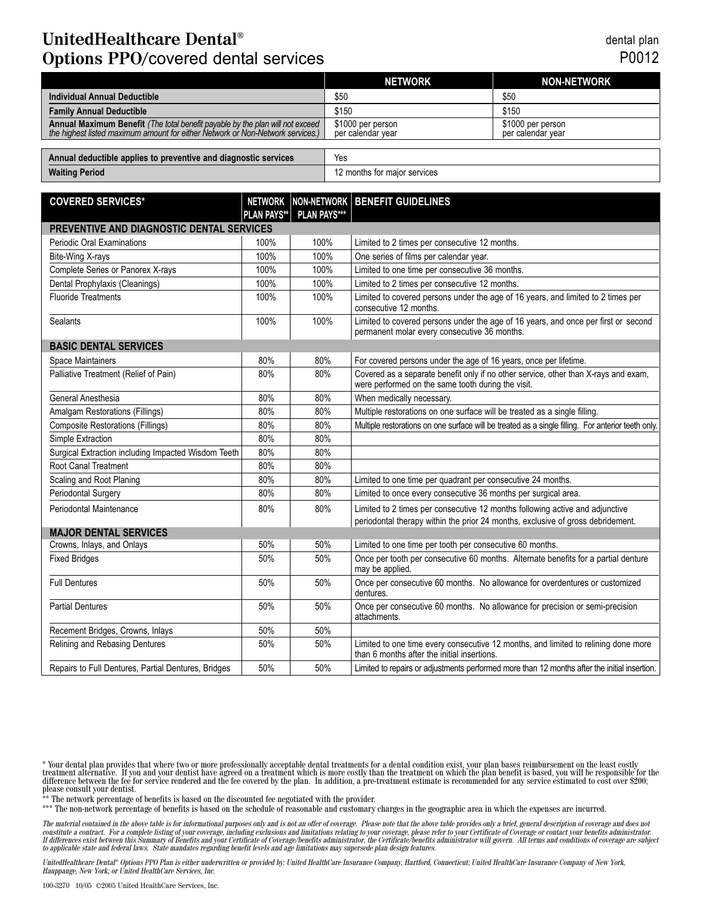# UnitedHealthcare Dental®
# Options PPO/covered dental services

dental plan
P0012

| | NETWORK | NON-NETWORK |
|---|---|---|
| **Individual Annual Deductible** | $50 | $50 |
| **Family Annual Deductible** | $150 | $150 |
| **Annual Maximum Benefit** *(The total benefit payable by the plan will not exceed the highest listed maximum amount for either Network or Non-Network services.)* | $1000 per person per calendar year | $1000 per person per calendar year |

| | |
|---|---|
| **Annual deductible applies to preventive and diagnostic services** | Yes |
| **Waiting Period** | 12 months for major services |

| COVERED SERVICES* | NETWORK PLAN PAYS** | NON-NETWORK PLAN PAYS*** | BENEFIT GUIDELINES |
|---|---|---|---|
| **PREVENTIVE AND DIAGNOSTIC DENTAL SERVICES** | | | |
| Periodic Oral Examinations | 100% | 100% | Limited to 2 times per consecutive 12 months. |
| Bite-Wing X-rays | 100% | 100% | One series of films per calendar year. |
| Complete Series or Panorex X-rays | 100% | 100% | Limited to one time per consecutive 36 months. |
| Dental Prophylaxis (Cleanings) | 100% | 100% | Limited to 2 times per consecutive 12 months. |
| Fluoride Treatments | 100% | 100% | Limited to covered persons under the age of 16 years, and limited to 2 times per consecutive 12 months. |
| Sealants | 100% | 100% | Limited to covered persons under the age of 16 years, and once per first or second permanent molar every consecutive 36 months. |
| **BASIC DENTAL SERVICES** | | | |
| Space Maintainers | 80% | 80% | For covered persons under the age of 16 years, once per lifetime. |
| Palliative Treatment (Relief of Pain) | 80% | 80% | Covered as a separate benefit only if no other service, other than X-rays and exam, were performed on the same tooth during the visit. |
| General Anesthesia | 80% | 80% | When medically necessary. |
| Amalgam Restorations (Fillings) | 80% | 80% | Multiple restorations on one surface will be treated as a single filling. |
| Composite Restorations (Fillings) | 80% | 80% | Multiple restorations on one surface will be treated as a single filling. For anterior teeth only. |
| Simple Extraction | 80% | 80% | |
| Surgical Extraction including Impacted Wisdom Teeth | 80% | 80% | |
| Root Canal Treatment | 80% | 80% | |
| Scaling and Root Planing | 80% | 80% | Limited to one time per quadrant per consecutive 24 months. |
| Periodontal Surgery | 80% | 80% | Limited to once every consecutive 36 months per surgical area. |
| Periodontal Maintenance | 80% | 80% | Limited to 2 times per consecutive 12 months following active and adjunctive periodontal therapy within the prior 24 months, exclusive of gross debridement. |
| **MAJOR DENTAL SERVICES** | | | |
| Crowns, Inlays, and Onlays | 50% | 50% | Limited to one time per tooth per consecutive 60 months. |
| Fixed Bridges | 50% | 50% | Once per tooth per consecutive 60 months. Alternate benefits for a partial denture may be applied. |
| Full Dentures | 50% | 50% | Once per consecutive 60 months. No allowance for overdentures or customized dentures. |
| Partial Dentures | 50% | 50% | Once per consecutive 60 months. No allowance for precision or semi-precision attachments. |
| Recement Bridges, Crowns, Inlays | 50% | 50% | |
| Relining and Rebasing Dentures | 50% | 50% | Limited to one time every consecutive 12 months, and limited to relining done more than 6 months after the initial insertions. |
| Repairs to Full Dentures, Partial Dentures, Bridges | 50% | 50% | Limited to repairs or adjustments performed more than 12 months after the initial insertion. |

\* Your dental plan provides that where two or more professionally acceptable dental treatments for a dental condition exist, your plan bases reimbursement on the least costly treatment alternative. If you and your dentist have agreed on a treatment which is more costly than the treatment on which the plan benefit is based, you will be responsible for the difference between the fee for service rendered and the fee covered by the plan. In addition, a pre-treatment estimate is recommended for any service estimated to cost over $200; please consult your dentist.

\*\* The network percentage of benefits is based on the discounted fee negotiated with the provider.

\*\*\* The non-network percentage of benefits is based on the schedule of reasonable and customary charges in the geographic area in which the expenses are incurred.

*The material contained in the above table is for informational purposes only and is not an offer of coverage. Please note that the above table provides only a brief, general description of coverage and does not constitute a contract. For a complete listing of your coverage, including exclusions and limitations relating to your coverage, please refer to your Certificate of Coverage or contact your benefits administrator. If differences exist between this Summary of Benefits and your Certificate of Coverage/benefits administrator, the Certificate/benefits administrator will govern. All terms and conditions of coverage are subject to applicable state and federal laws. State mandates regarding benefit levels and age limitations may supersede plan design features.*

*UnitedHealthcare Dental® Options PPO Plan is either underwritten or provided by: United HealthCare Insurance Company, Hartford, Connecticut; United HealthCare Insurance Company of New York, Hauppauge, New York; or United HealthCare Services, Inc.*

100-3270 10/05 ©2005 United HealthCare Services, Inc.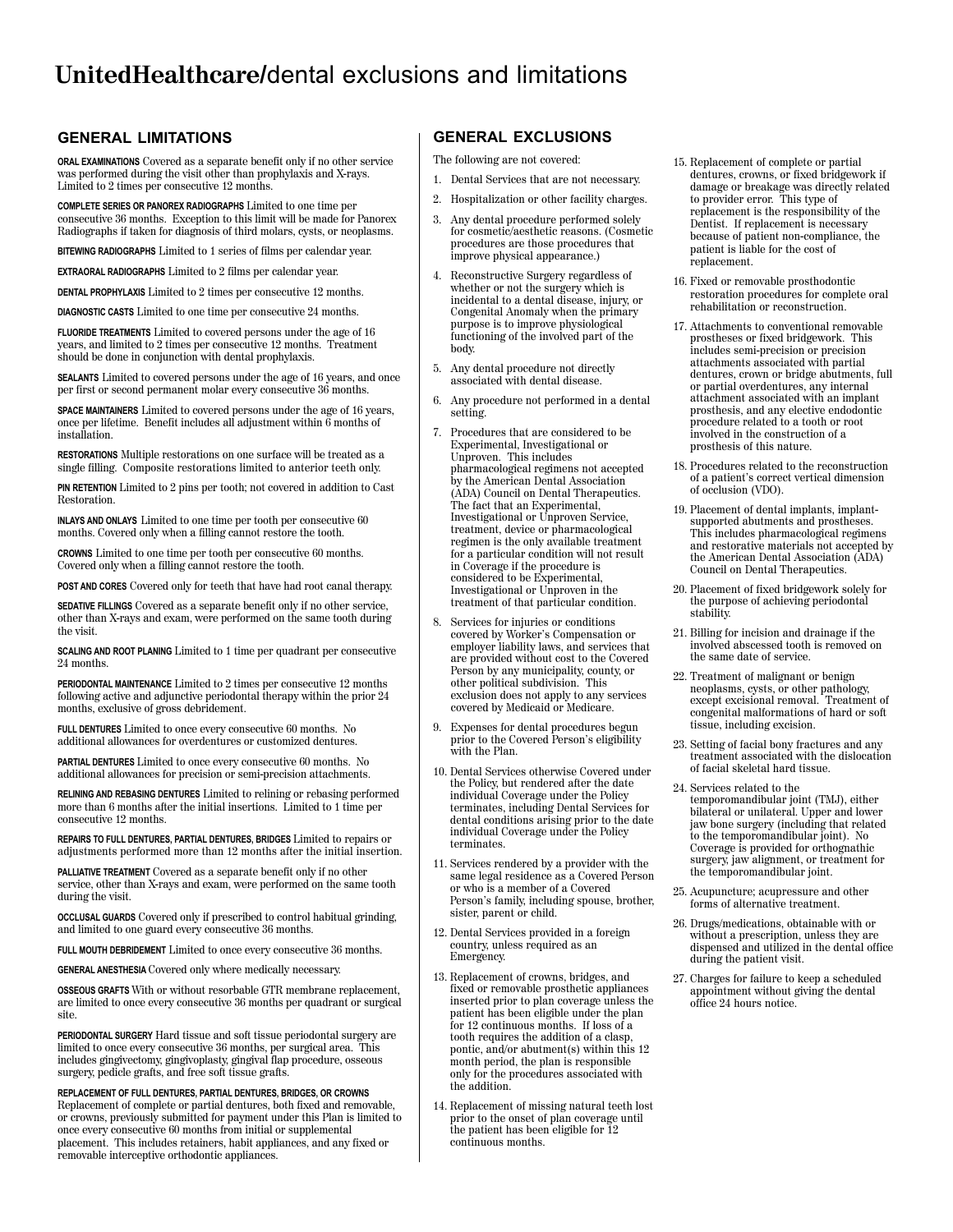# **UnitedHealthcare/**dental exclusions and limitations

## GENERAL LIMITATIONS

**ORAL EXAMINATIONS** Covered as a separate benefit only if no other service was performed during the visit other than prophylaxis and X-rays. Limited to 2 times per consecutive 12 months.

**COMPLETE SERIES OR PANOREX RADIOGRAPHS** Limited to one time per consecutive 36 months. Exception to this limit will be made for Panorex Radiographs if taken for diagnosis of third molars, cysts, or neoplasms.

**BITEWING RADIOGRAPHS** Limited to 1 series of films per calendar year.

**EXTRAORAL RADIOGRAPHS** Limited to 2 films per calendar year.

**DENTAL PROPHYLAXIS** Limited to 2 times per consecutive 12 months.

**DIAGNOSTIC CASTS** Limited to one time per consecutive 24 months.

**FLUORIDE TREATMENTS** Limited to covered persons under the age of 16 years, and limited to 2 times per consecutive 12 months. Treatment should be done in conjunction with dental prophylaxis.

**SEALANTS** Limited to covered persons under the age of 16 years, and once per first or second permanent molar every consecutive 36 months.

**SPACE MAINTAINERS** Limited to covered persons under the age of 16 years, once per lifetime. Benefit includes all adjustment within 6 months of installation.

**RESTORATIONS** Multiple restorations on one surface will be treated as a single filling. Composite restorations limited to anterior teeth only.

**PIN RETENTION** Limited to 2 pins per tooth; not covered in addition to Cast Restoration.

**INLAYS AND ONLAYS** Limited to one time per tooth per consecutive 60 months. Covered only when a filling cannot restore the tooth.

**CROWNS** Limited to one time per tooth per consecutive 60 months. Covered only when a filling cannot restore the tooth.

**POST AND CORES** Covered only for teeth that have had root canal therapy.

**SEDATIVE FILLINGS** Covered as a separate benefit only if no other service, other than X-rays and exam, were performed on the same tooth during the visit.

**SCALING AND ROOT PLANING** Limited to 1 time per quadrant per consecutive 24 months.

**PERIODONTAL MAINTENANCE** Limited to 2 times per consecutive 12 months following active and adjunctive periodontal therapy within the prior 24 months, exclusive of gross debridement.

**FULL DENTURES** Limited to once every consecutive 60 months. No additional allowances for overdentures or customized dentures.

**PARTIAL DENTURES** Limited to once every consecutive 60 months. No additional allowances for precision or semi-precision attachments.

**RELINING AND REBASING DENTURES** Limited to relining or rebasing performed more than 6 months after the initial insertions. Limited to 1 time per consecutive 12 months.

**REPAIRS TO FULL DENTURES, PARTIAL DENTURES, BRIDGES** Limited to repairs or adjustments performed more than 12 months after the initial insertion.

**PALLIATIVE TREATMENT** Covered as a separate benefit only if no other service, other than X-rays and exam, were performed on the same tooth during the visit.

**OCCLUSAL GUARDS** Covered only if prescribed to control habitual grinding, and limited to one guard every consecutive 36 months.

**FULL MOUTH DEBRIDEMENT** Limited to once every consecutive 36 months.

**GENERAL ANESTHESIA** Covered only where medically necessary.

**OSSEOUS GRAFTS** With or without resorbable GTR membrane replacement, are limited to once every consecutive 36 months per quadrant or surgical site.

**PERIODONTAL SURGERY** Hard tissue and soft tissue periodontal surgery are limited to once every consecutive 36 months, per surgical area. This includes gingivectomy, gingivoplasty, gingival flap procedure, osseous surgery, pedicle grafts, and free soft tissue grafts.

**REPLACEMENT OF FULL DENTURES, PARTIAL DENTURES, BRIDGES, OR CROWNS** Replacement of complete or partial dentures, both fixed and removable, or crowns, previously submitted for payment under this Plan is limited to once every consecutive 60 months from initial or supplemental placement. This includes retainers, habit appliances, and any fixed or removable interceptive orthodontic appliances.

## GENERAL EXCLUSIONS

The following are not covered:

1. Dental Services that are not necessary.
2. Hospitalization or other facility charges.
3. Any dental procedure performed solely for cosmetic/aesthetic reasons. (Cosmetic procedures are those procedures that improve physical appearance.)
4. Reconstructive Surgery regardless of whether or not the surgery which is incidental to a dental disease, injury, or Congenital Anomaly when the primary purpose is to improve physiological functioning of the involved part of the body.
5. Any dental procedure not directly associated with dental disease.
6. Any procedure not performed in a dental setting.
7. Procedures that are considered to be Experimental, Investigational or Unproven. This includes pharmacological regimens not accepted by the American Dental Association (ADA) Council on Dental Therapeutics. The fact that an Experimental, Investigational or Unproven Service, treatment, device or pharmacological regimen is the only available treatment for a particular condition will not result in Coverage if the procedure is considered to be Experimental, Investigational or Unproven in the treatment of that particular condition.
8. Services for injuries or conditions covered by Worker's Compensation or employer liability laws, and services that are provided without cost to the Covered Person by any municipality, county, or other political subdivision. This exclusion does not apply to any services covered by Medicaid or Medicare.
9. Expenses for dental procedures begun prior to the Covered Person's eligibility with the Plan.
10. Dental Services otherwise Covered under the Policy, but rendered after the date individual Coverage under the Policy terminates, including Dental Services for dental conditions arising prior to the date individual Coverage under the Policy terminates.
11. Services rendered by a provider with the same legal residence as a Covered Person or who is a member of a Covered Person's family, including spouse, brother, sister, parent or child.
12. Dental Services provided in a foreign country, unless required as an Emergency.
13. Replacement of crowns, bridges, and fixed or removable prosthetic appliances inserted prior to plan coverage unless the patient has been eligible under the plan for 12 continuous months. If loss of a tooth requires the addition of a clasp, pontic, and/or abutment(s) within this 12 month period, the plan is responsible only for the procedures associated with the addition.
14. Replacement of missing natural teeth lost prior to the onset of plan coverage until the patient has been eligible for 12 continuous months.
15. Replacement of complete or partial dentures, crowns, or fixed bridgework if damage or breakage was directly related to provider error. This type of replacement is the responsibility of the Dentist. If replacement is necessary because of patient non-compliance, the patient is liable for the cost of replacement.
16. Fixed or removable prosthodontic restoration procedures for complete oral rehabilitation or reconstruction.
17. Attachments to conventional removable prostheses or fixed bridgework. This includes semi-precision or precision attachments associated with partial dentures, crown or bridge abutments, full or partial overdentures, any internal attachment associated with an implant prosthesis, and any elective endodontic procedure related to a tooth or root involved in the construction of a prosthesis of this nature.
18. Procedures related to the reconstruction of a patient's correct vertical dimension of occlusion (VDO).
19. Placement of dental implants, implant-supported abutments and prostheses. This includes pharmacological regimens and restorative materials not accepted by the American Dental Association (ADA) Council on Dental Therapeutics.
20. Placement of fixed bridgework solely for the purpose of achieving periodontal stability.
21. Billing for incision and drainage if the involved abscessed tooth is removed on the same date of service.
22. Treatment of malignant or benign neoplasms, cysts, or other pathology, except excisional removal. Treatment of congenital malformations of hard or soft tissue, including excision.
23. Setting of facial bony fractures and any treatment associated with the dislocation of facial skeletal hard tissue.
24. Services related to the temporomandibular joint (TMJ), either bilateral or unilateral. Upper and lower jaw bone surgery (including that related to the temporomandibular joint). No Coverage is provided for orthognathic surgery, jaw alignment, or treatment for the temporomandibular joint.
25. Acupuncture; acupressure and other forms of alternative treatment.
26. Drugs/medications, obtainable with or without a prescription, unless they are dispensed and utilized in the dental office during the patient visit.
27. Charges for failure to keep a scheduled appointment without giving the dental office 24 hours notice.